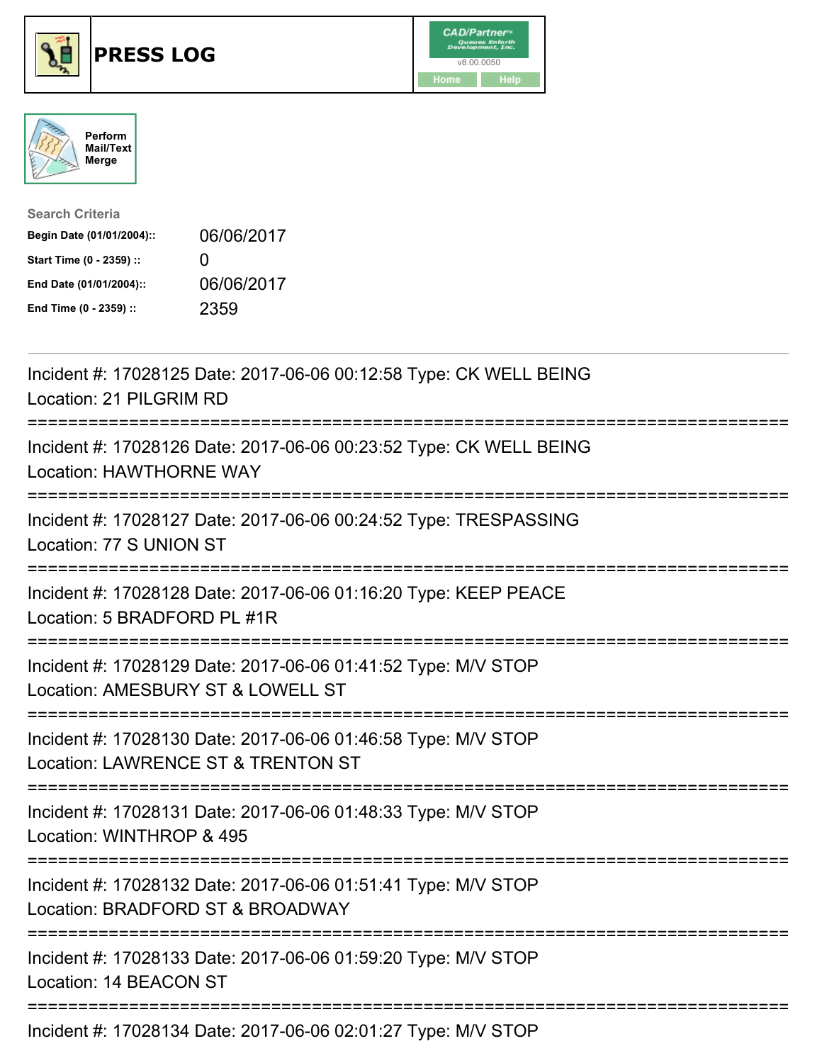# PRESS LOG

CAD/Partner v8.00.0050

Home | Help

Perform Mail/Text Merge

**Search Criteria**

| | |
|---|---|
| **Begin Date (01/01/2004)::** | 06/06/2017 |
| **Start Time (0 - 2359) ::** | 0 |
| **End Date (01/01/2004)::** | 06/06/2017 |
| **End Time (0 - 2359) ::** | 2359 |

Incident #: 17028125 Date: 2017-06-06 00:12:58 Type: CK WELL BEING
Location: 21 PILGRIM RD

===========================================================================

Incident #: 17028126 Date: 2017-06-06 00:23:52 Type: CK WELL BEING
Location: HAWTHORNE WAY

===========================================================================

Incident #: 17028127 Date: 2017-06-06 00:24:52 Type: TRESPASSING
Location: 77 S UNION ST

===========================================================================

Incident #: 17028128 Date: 2017-06-06 01:16:20 Type: KEEP PEACE
Location: 5 BRADFORD PL #1R

===========================================================================

Incident #: 17028129 Date: 2017-06-06 01:41:52 Type: M/V STOP
Location: AMESBURY ST & LOWELL ST

===========================================================================

Incident #: 17028130 Date: 2017-06-06 01:46:58 Type: M/V STOP
Location: LAWRENCE ST & TRENTON ST

===========================================================================

Incident #: 17028131 Date: 2017-06-06 01:48:33 Type: M/V STOP
Location: WINTHROP & 495

===========================================================================

Incident #: 17028132 Date: 2017-06-06 01:51:41 Type: M/V STOP
Location: BRADFORD ST & BROADWAY

===========================================================================

Incident #: 17028133 Date: 2017-06-06 01:59:20 Type: M/V STOP
Location: 14 BEACON ST

===========================================================================

Incident #: 17028134 Date: 2017-06-06 02:01:27 Type: M/V STOP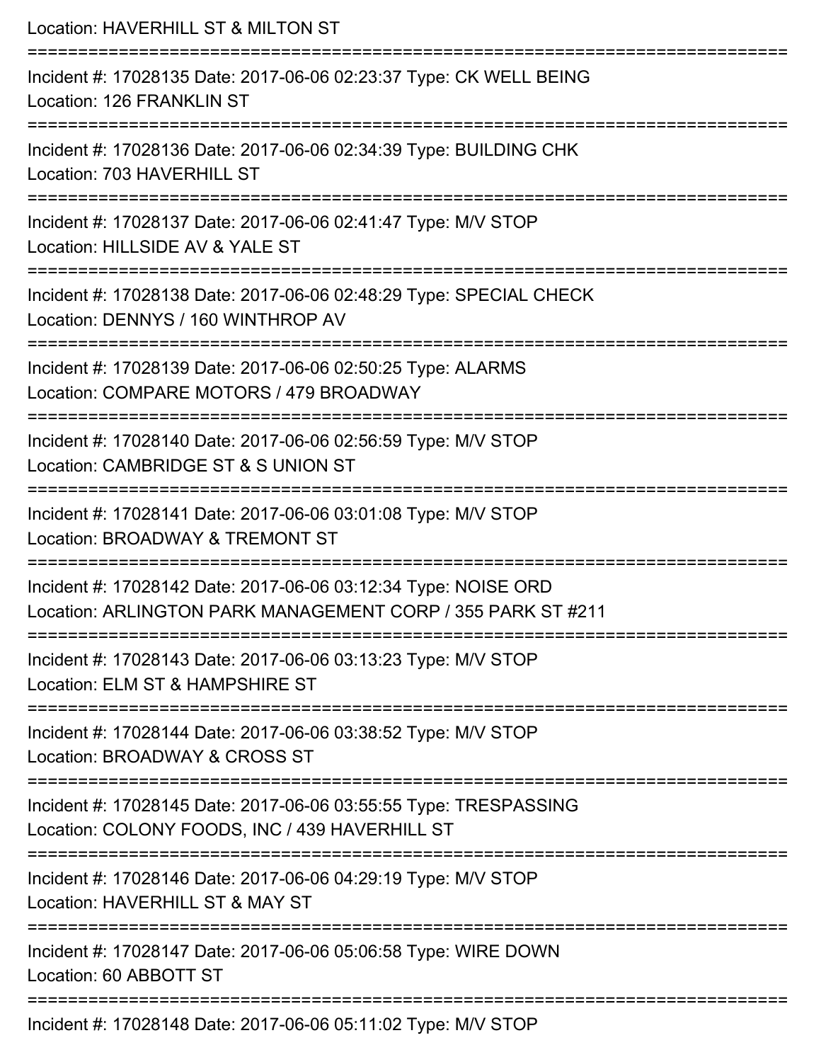Location: HAVERHILL ST & MILTON ST

===========================================================================

Incident #: 17028135 Date: 2017-06-06 02:23:37 Type: CK WELL BEING
Location: 126 FRANKLIN ST

===========================================================================

Incident #: 17028136 Date: 2017-06-06 02:34:39 Type: BUILDING CHK
Location: 703 HAVERHILL ST

===========================================================================

Incident #: 17028137 Date: 2017-06-06 02:41:47 Type: M/V STOP
Location: HILLSIDE AV & YALE ST

===========================================================================

Incident #: 17028138 Date: 2017-06-06 02:48:29 Type: SPECIAL CHECK
Location: DENNYS / 160 WINTHROP AV

===========================================================================

Incident #: 17028139 Date: 2017-06-06 02:50:25 Type: ALARMS
Location: COMPARE MOTORS / 479 BROADWAY

===========================================================================

Incident #: 17028140 Date: 2017-06-06 02:56:59 Type: M/V STOP
Location: CAMBRIDGE ST & S UNION ST

===========================================================================

Incident #: 17028141 Date: 2017-06-06 03:01:08 Type: M/V STOP
Location: BROADWAY & TREMONT ST

===========================================================================

Incident #: 17028142 Date: 2017-06-06 03:12:34 Type: NOISE ORD
Location: ARLINGTON PARK MANAGEMENT CORP / 355 PARK ST #211

===========================================================================

Incident #: 17028143 Date: 2017-06-06 03:13:23 Type: M/V STOP
Location: ELM ST & HAMPSHIRE ST

===========================================================================

Incident #: 17028144 Date: 2017-06-06 03:38:52 Type: M/V STOP
Location: BROADWAY & CROSS ST

===========================================================================

Incident #: 17028145 Date: 2017-06-06 03:55:55 Type: TRESPASSING
Location: COLONY FOODS, INC / 439 HAVERHILL ST

===========================================================================

Incident #: 17028146 Date: 2017-06-06 04:29:19 Type: M/V STOP
Location: HAVERHILL ST & MAY ST

===========================================================================

Incident #: 17028147 Date: 2017-06-06 05:06:58 Type: WIRE DOWN
Location: 60 ABBOTT ST

===========================================================================

Incident #: 17028148 Date: 2017-06-06 05:11:02 Type: M/V STOP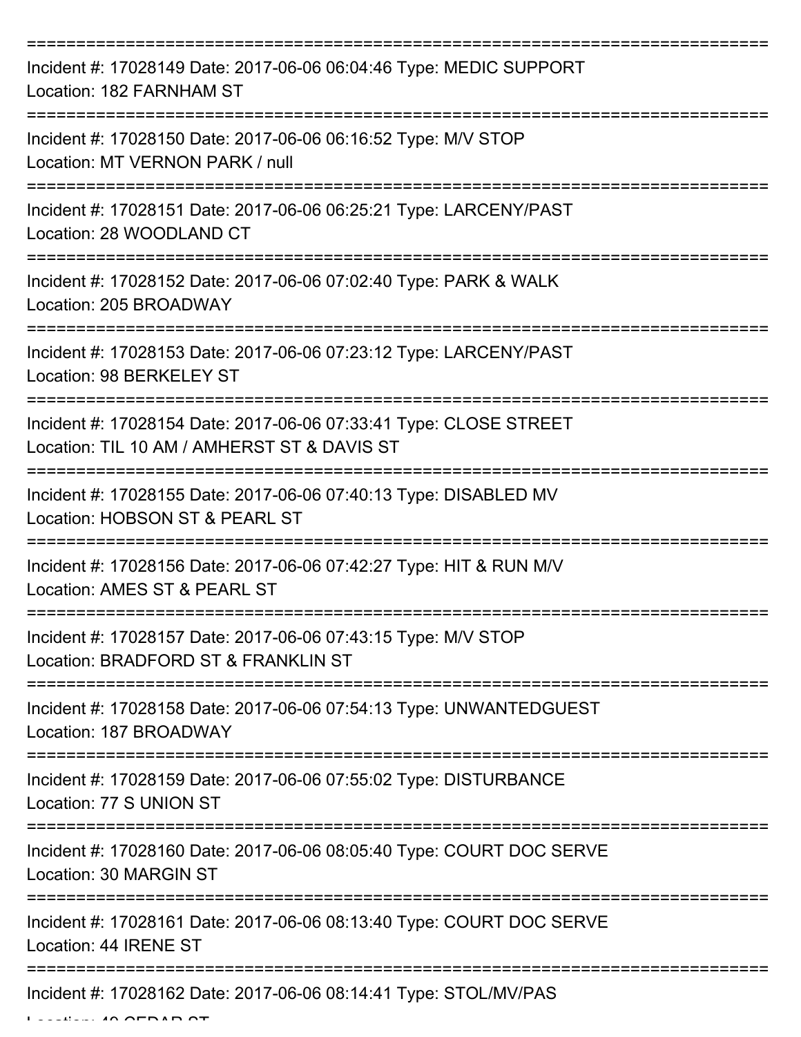===========================================================================

Incident #: 17028149 Date: 2017-06-06 06:04:46 Type: MEDIC SUPPORT
Location: 182 FARNHAM ST

===========================================================================

Incident #: 17028150 Date: 2017-06-06 06:16:52 Type: M/V STOP
Location: MT VERNON PARK / null

===========================================================================

Incident #: 17028151 Date: 2017-06-06 06:25:21 Type: LARCENY/PAST
Location: 28 WOODLAND CT

===========================================================================

Incident #: 17028152 Date: 2017-06-06 07:02:40 Type: PARK & WALK
Location: 205 BROADWAY

===========================================================================

Incident #: 17028153 Date: 2017-06-06 07:23:12 Type: LARCENY/PAST
Location: 98 BERKELEY ST

===========================================================================

Incident #: 17028154 Date: 2017-06-06 07:33:41 Type: CLOSE STREET
Location: TIL 10 AM / AMHERST ST & DAVIS ST

===========================================================================

Incident #: 17028155 Date: 2017-06-06 07:40:13 Type: DISABLED MV
Location: HOBSON ST & PEARL ST

===========================================================================

Incident #: 17028156 Date: 2017-06-06 07:42:27 Type: HIT & RUN M/V
Location: AMES ST & PEARL ST

===========================================================================

Incident #: 17028157 Date: 2017-06-06 07:43:15 Type: M/V STOP
Location: BRADFORD ST & FRANKLIN ST

===========================================================================

Incident #: 17028158 Date: 2017-06-06 07:54:13 Type: UNWANTEDGUEST
Location: 187 BROADWAY

===========================================================================

Incident #: 17028159 Date: 2017-06-06 07:55:02 Type: DISTURBANCE
Location: 77 S UNION ST

===========================================================================

Incident #: 17028160 Date: 2017-06-06 08:05:40 Type: COURT DOC SERVE
Location: 30 MARGIN ST

===========================================================================

Incident #: 17028161 Date: 2017-06-06 08:13:40 Type: COURT DOC SERVE
Location: 44 IRENE ST

===========================================================================

Incident #: 17028162 Date: 2017-06-06 08:14:41 Type: STOL/MV/PAS
Location: 40 CEDAR ST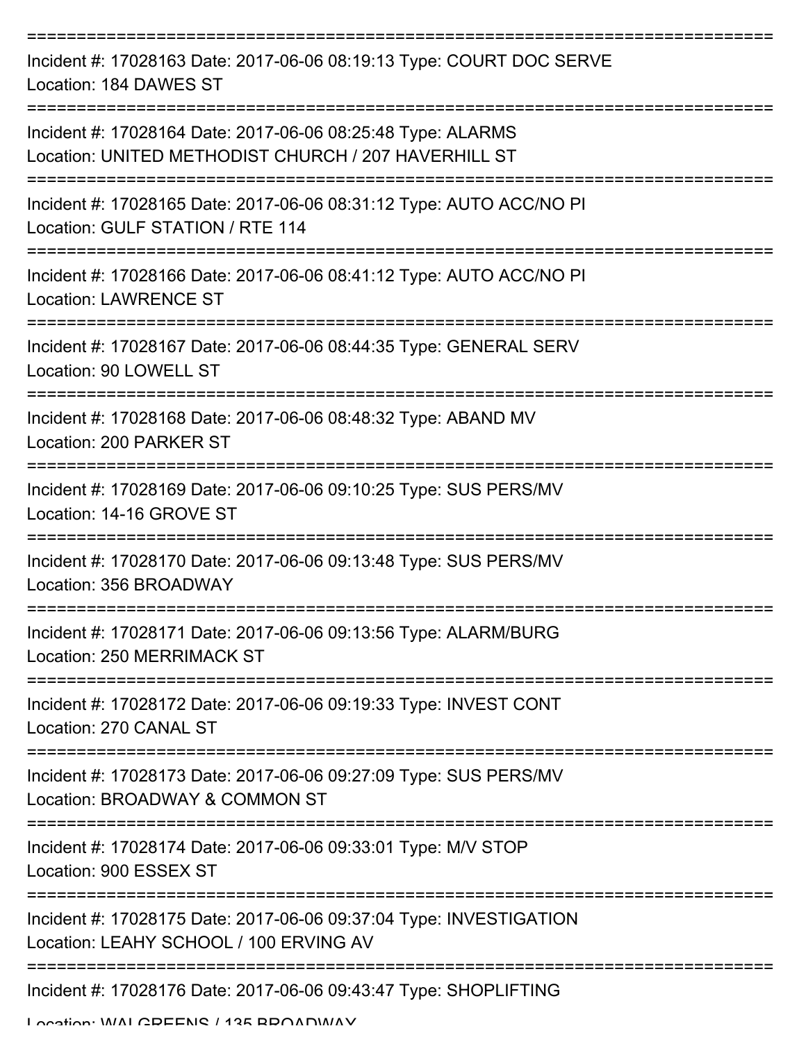Incident #: 17028163 Date: 2017-06-06 08:19:13 Type: COURT DOC SERVE
Location: 184 DAWES ST

Incident #: 17028164 Date: 2017-06-06 08:25:48 Type: ALARMS
Location: UNITED METHODIST CHURCH / 207 HAVERHILL ST

Incident #: 17028165 Date: 2017-06-06 08:31:12 Type: AUTO ACC/NO PI
Location: GULF STATION / RTE 114

Incident #: 17028166 Date: 2017-06-06 08:41:12 Type: AUTO ACC/NO PI
Location: LAWRENCE ST

Incident #: 17028167 Date: 2017-06-06 08:44:35 Type: GENERAL SERV
Location: 90 LOWELL ST

Incident #: 17028168 Date: 2017-06-06 08:48:32 Type: ABAND MV
Location: 200 PARKER ST

Incident #: 17028169 Date: 2017-06-06 09:10:25 Type: SUS PERS/MV
Location: 14-16 GROVE ST

Incident #: 17028170 Date: 2017-06-06 09:13:48 Type: SUS PERS/MV
Location: 356 BROADWAY

Incident #: 17028171 Date: 2017-06-06 09:13:56 Type: ALARM/BURG
Location: 250 MERRIMACK ST

Incident #: 17028172 Date: 2017-06-06 09:19:33 Type: INVEST CONT
Location: 270 CANAL ST

Incident #: 17028173 Date: 2017-06-06 09:27:09 Type: SUS PERS/MV
Location: BROADWAY & COMMON ST

Incident #: 17028174 Date: 2017-06-06 09:33:01 Type: M/V STOP
Location: 900 ESSEX ST

Incident #: 17028175 Date: 2017-06-06 09:37:04 Type: INVESTIGATION
Location: LEAHY SCHOOL / 100 ERVING AV

Incident #: 17028176 Date: 2017-06-06 09:43:47 Type: SHOPLIFTING
Location: WALGREENS / 135 BROADWAY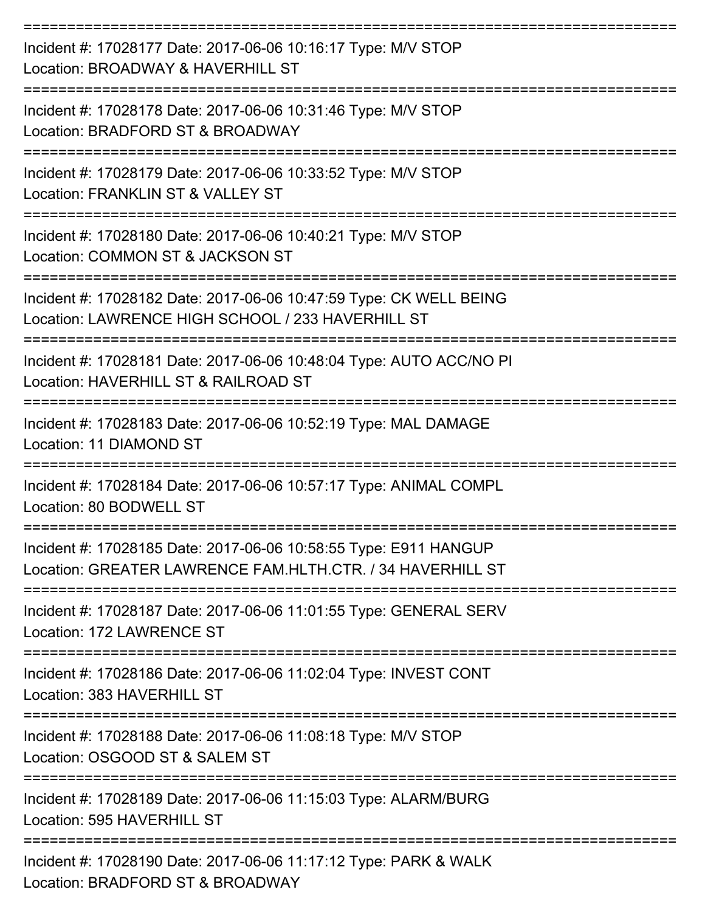===========================================================================

Incident #: 17028177 Date: 2017-06-06 10:16:17 Type: M/V STOP
Location: BROADWAY & HAVERHILL ST

===========================================================================

Incident #: 17028178 Date: 2017-06-06 10:31:46 Type: M/V STOP
Location: BRADFORD ST & BROADWAY

===========================================================================

Incident #: 17028179 Date: 2017-06-06 10:33:52 Type: M/V STOP
Location: FRANKLIN ST & VALLEY ST

===========================================================================

Incident #: 17028180 Date: 2017-06-06 10:40:21 Type: M/V STOP
Location: COMMON ST & JACKSON ST

===========================================================================

Incident #: 17028182 Date: 2017-06-06 10:47:59 Type: CK WELL BEING
Location: LAWRENCE HIGH SCHOOL / 233 HAVERHILL ST

===========================================================================

Incident #: 17028181 Date: 2017-06-06 10:48:04 Type: AUTO ACC/NO PI
Location: HAVERHILL ST & RAILROAD ST

===========================================================================

Incident #: 17028183 Date: 2017-06-06 10:52:19 Type: MAL DAMAGE
Location: 11 DIAMOND ST

===========================================================================

Incident #: 17028184 Date: 2017-06-06 10:57:17 Type: ANIMAL COMPL
Location: 80 BODWELL ST

===========================================================================

Incident #: 17028185 Date: 2017-06-06 10:58:55 Type: E911 HANGUP
Location: GREATER LAWRENCE FAM.HLTH.CTR. / 34 HAVERHILL ST

===========================================================================

Incident #: 17028187 Date: 2017-06-06 11:01:55 Type: GENERAL SERV
Location: 172 LAWRENCE ST

===========================================================================

Incident #: 17028186 Date: 2017-06-06 11:02:04 Type: INVEST CONT
Location: 383 HAVERHILL ST

===========================================================================

Incident #: 17028188 Date: 2017-06-06 11:08:18 Type: M/V STOP
Location: OSGOOD ST & SALEM ST

===========================================================================

Incident #: 17028189 Date: 2017-06-06 11:15:03 Type: ALARM/BURG
Location: 595 HAVERHILL ST

===========================================================================

Incident #: 17028190 Date: 2017-06-06 11:17:12 Type: PARK & WALK
Location: BRADFORD ST & BROADWAY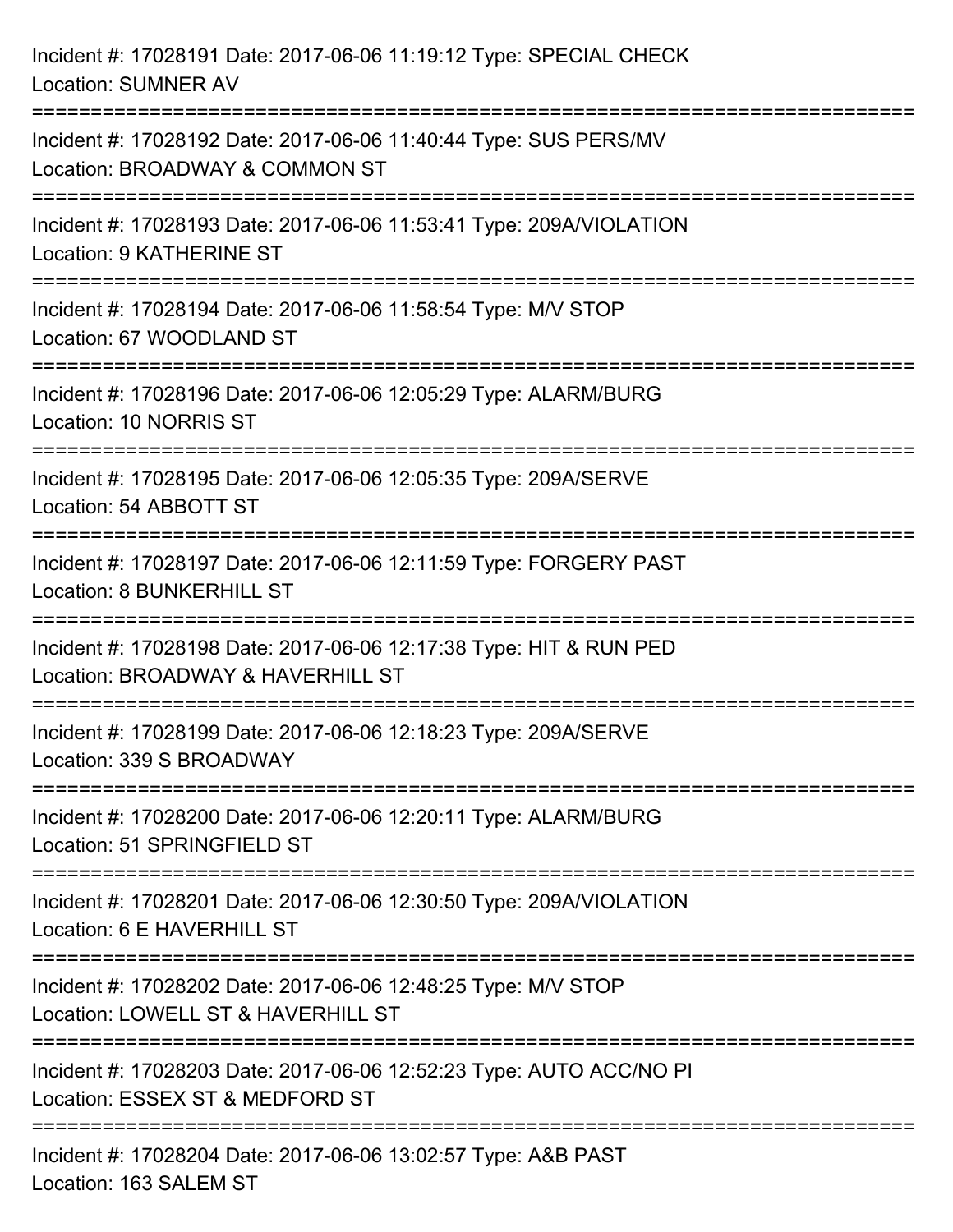Incident #: 17028191 Date: 2017-06-06 11:19:12 Type: SPECIAL CHECK
Location: SUMNER AV

===========================================================================

Incident #: 17028192 Date: 2017-06-06 11:40:44 Type: SUS PERS/MV
Location: BROADWAY & COMMON ST

===========================================================================

Incident #: 17028193 Date: 2017-06-06 11:53:41 Type: 209A/VIOLATION
Location: 9 KATHERINE ST

===========================================================================

Incident #: 17028194 Date: 2017-06-06 11:58:54 Type: M/V STOP
Location: 67 WOODLAND ST

===========================================================================

Incident #: 17028196 Date: 2017-06-06 12:05:29 Type: ALARM/BURG
Location: 10 NORRIS ST

===========================================================================

Incident #: 17028195 Date: 2017-06-06 12:05:35 Type: 209A/SERVE
Location: 54 ABBOTT ST

===========================================================================

Incident #: 17028197 Date: 2017-06-06 12:11:59 Type: FORGERY PAST
Location: 8 BUNKERHILL ST

===========================================================================

Incident #: 17028198 Date: 2017-06-06 12:17:38 Type: HIT & RUN PED
Location: BROADWAY & HAVERHILL ST

===========================================================================

Incident #: 17028199 Date: 2017-06-06 12:18:23 Type: 209A/SERVE
Location: 339 S BROADWAY

===========================================================================

Incident #: 17028200 Date: 2017-06-06 12:20:11 Type: ALARM/BURG
Location: 51 SPRINGFIELD ST

===========================================================================

Incident #: 17028201 Date: 2017-06-06 12:30:50 Type: 209A/VIOLATION
Location: 6 E HAVERHILL ST

===========================================================================

Incident #: 17028202 Date: 2017-06-06 12:48:25 Type: M/V STOP
Location: LOWELL ST & HAVERHILL ST

===========================================================================

Incident #: 17028203 Date: 2017-06-06 12:52:23 Type: AUTO ACC/NO PI
Location: ESSEX ST & MEDFORD ST

===========================================================================

Incident #: 17028204 Date: 2017-06-06 13:02:57 Type: A&B PAST
Location: 163 SALEM ST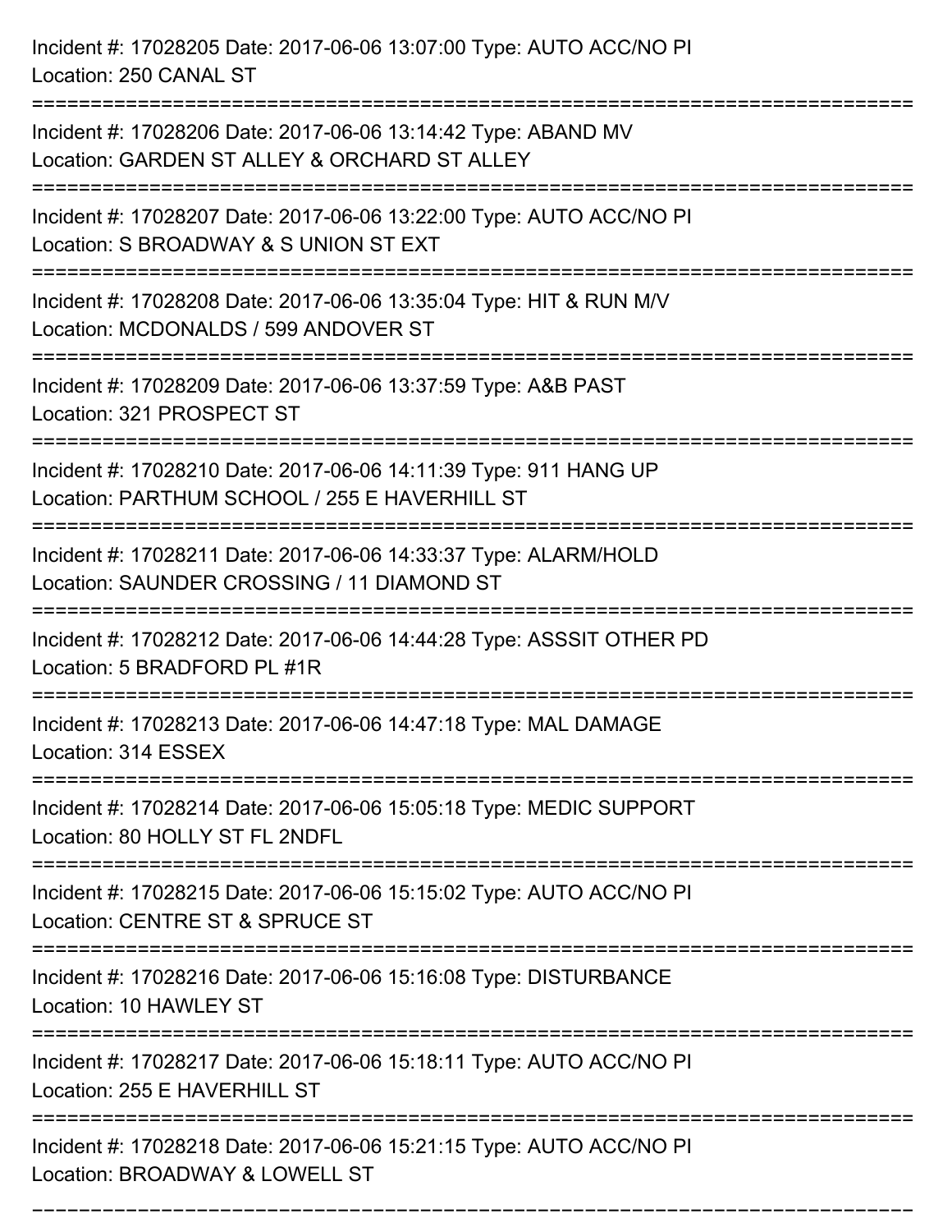Incident #: 17028205 Date: 2017-06-06 13:07:00 Type: AUTO ACC/NO PI
Location: 250 CANAL ST

===========================================================================

Incident #: 17028206 Date: 2017-06-06 13:14:42 Type: ABAND MV
Location: GARDEN ST ALLEY & ORCHARD ST ALLEY

===========================================================================

Incident #: 17028207 Date: 2017-06-06 13:22:00 Type: AUTO ACC/NO PI
Location: S BROADWAY & S UNION ST EXT

===========================================================================

Incident #: 17028208 Date: 2017-06-06 13:35:04 Type: HIT & RUN M/V
Location: MCDONALDS / 599 ANDOVER ST

===========================================================================

Incident #: 17028209 Date: 2017-06-06 13:37:59 Type: A&B PAST
Location: 321 PROSPECT ST

===========================================================================

Incident #: 17028210 Date: 2017-06-06 14:11:39 Type: 911 HANG UP
Location: PARTHUM SCHOOL / 255 E HAVERHILL ST

===========================================================================

Incident #: 17028211 Date: 2017-06-06 14:33:37 Type: ALARM/HOLD
Location: SAUNDER CROSSING / 11 DIAMOND ST

===========================================================================

Incident #: 17028212 Date: 2017-06-06 14:44:28 Type: ASSSIT OTHER PD
Location: 5 BRADFORD PL #1R

===========================================================================

Incident #: 17028213 Date: 2017-06-06 14:47:18 Type: MAL DAMAGE
Location: 314 ESSEX

===========================================================================

Incident #: 17028214 Date: 2017-06-06 15:05:18 Type: MEDIC SUPPORT
Location: 80 HOLLY ST FL 2NDFL

===========================================================================

Incident #: 17028215 Date: 2017-06-06 15:15:02 Type: AUTO ACC/NO PI
Location: CENTRE ST & SPRUCE ST

===========================================================================

Incident #: 17028216 Date: 2017-06-06 15:16:08 Type: DISTURBANCE
Location: 10 HAWLEY ST

===========================================================================

Incident #: 17028217 Date: 2017-06-06 15:18:11 Type: AUTO ACC/NO PI
Location: 255 E HAVERHILL ST

===========================================================================

Incident #: 17028218 Date: 2017-06-06 15:21:15 Type: AUTO ACC/NO PI
Location: BROADWAY & LOWELL ST

===========================================================================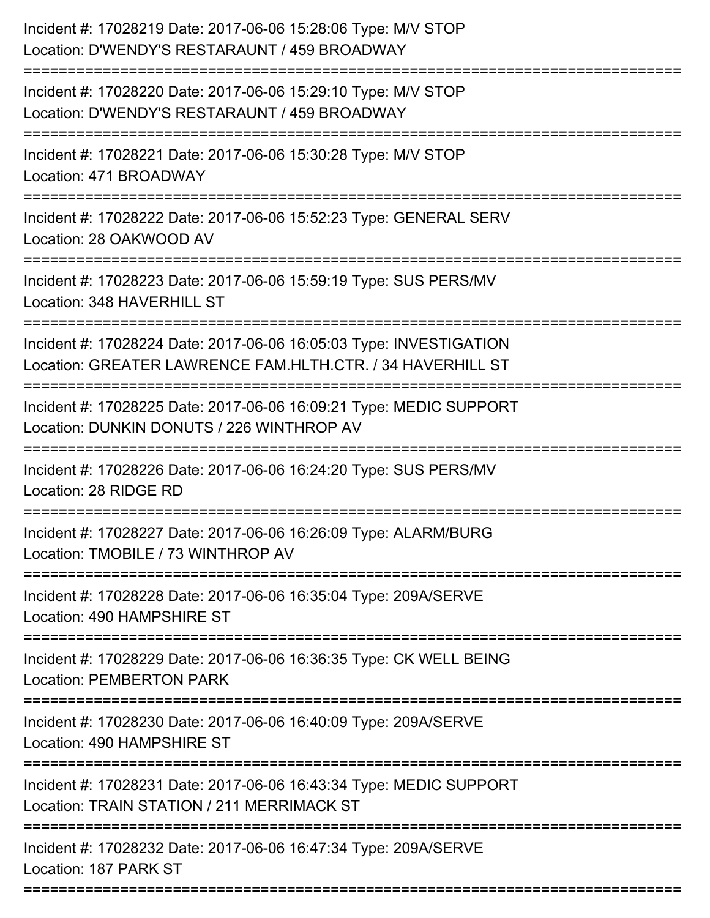Incident #: 17028219 Date: 2017-06-06 15:28:06 Type: M/V STOP
Location: D'WENDY'S RESTARAUNT / 459 BROADWAY

===========================================================================

Incident #: 17028220 Date: 2017-06-06 15:29:10 Type: M/V STOP
Location: D'WENDY'S RESTARAUNT / 459 BROADWAY

===========================================================================

Incident #: 17028221 Date: 2017-06-06 15:30:28 Type: M/V STOP
Location: 471 BROADWAY

===========================================================================

Incident #: 17028222 Date: 2017-06-06 15:52:23 Type: GENERAL SERV
Location: 28 OAKWOOD AV

===========================================================================

Incident #: 17028223 Date: 2017-06-06 15:59:19 Type: SUS PERS/MV
Location: 348 HAVERHILL ST

===========================================================================

Incident #: 17028224 Date: 2017-06-06 16:05:03 Type: INVESTIGATION
Location: GREATER LAWRENCE FAM.HLTH.CTR. / 34 HAVERHILL ST

===========================================================================

Incident #: 17028225 Date: 2017-06-06 16:09:21 Type: MEDIC SUPPORT
Location: DUNKIN DONUTS / 226 WINTHROP AV

===========================================================================

Incident #: 17028226 Date: 2017-06-06 16:24:20 Type: SUS PERS/MV
Location: 28 RIDGE RD

===========================================================================

Incident #: 17028227 Date: 2017-06-06 16:26:09 Type: ALARM/BURG
Location: TMOBILE / 73 WINTHROP AV

===========================================================================

Incident #: 17028228 Date: 2017-06-06 16:35:04 Type: 209A/SERVE
Location: 490 HAMPSHIRE ST

===========================================================================

Incident #: 17028229 Date: 2017-06-06 16:36:35 Type: CK WELL BEING
Location: PEMBERTON PARK

===========================================================================

Incident #: 17028230 Date: 2017-06-06 16:40:09 Type: 209A/SERVE
Location: 490 HAMPSHIRE ST

===========================================================================

Incident #: 17028231 Date: 2017-06-06 16:43:34 Type: MEDIC SUPPORT
Location: TRAIN STATION / 211 MERRIMACK ST

===========================================================================

Incident #: 17028232 Date: 2017-06-06 16:47:34 Type: 209A/SERVE
Location: 187 PARK ST

===========================================================================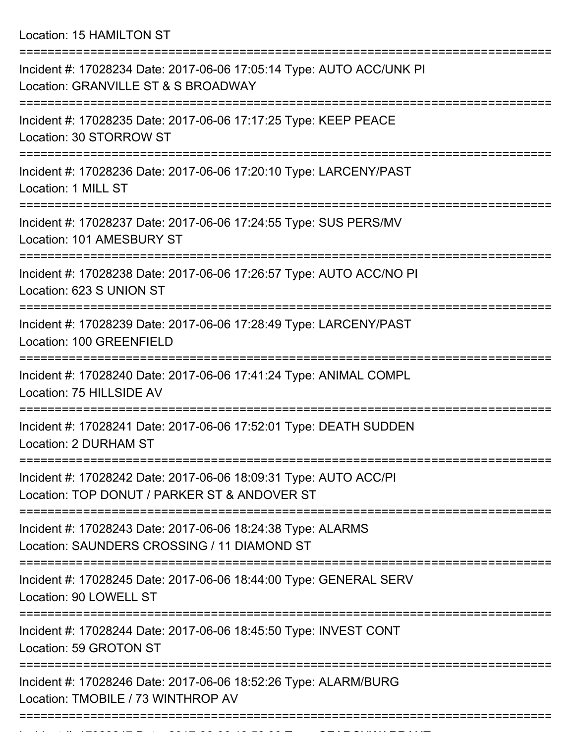Location: 15 HAMILTON ST

===========================================================================

Incident #: 17028234 Date: 2017-06-06 17:05:14 Type: AUTO ACC/UNK PI
Location: GRANVILLE ST & S BROADWAY

===========================================================================

Incident #: 17028235 Date: 2017-06-06 17:17:25 Type: KEEP PEACE
Location: 30 STORROW ST

===========================================================================

Incident #: 17028236 Date: 2017-06-06 17:20:10 Type: LARCENY/PAST
Location: 1 MILL ST

===========================================================================

Incident #: 17028237 Date: 2017-06-06 17:24:55 Type: SUS PERS/MV
Location: 101 AMESBURY ST

===========================================================================

Incident #: 17028238 Date: 2017-06-06 17:26:57 Type: AUTO ACC/NO PI
Location: 623 S UNION ST

===========================================================================

Incident #: 17028239 Date: 2017-06-06 17:28:49 Type: LARCENY/PAST
Location: 100 GREENFIELD

===========================================================================

Incident #: 17028240 Date: 2017-06-06 17:41:24 Type: ANIMAL COMPL
Location: 75 HILLSIDE AV

===========================================================================

Incident #: 17028241 Date: 2017-06-06 17:52:01 Type: DEATH SUDDEN
Location: 2 DURHAM ST

===========================================================================

Incident #: 17028242 Date: 2017-06-06 18:09:31 Type: AUTO ACC/PI
Location: TOP DONUT / PARKER ST & ANDOVER ST

===========================================================================

Incident #: 17028243 Date: 2017-06-06 18:24:38 Type: ALARMS
Location: SAUNDERS CROSSING / 11 DIAMOND ST

===========================================================================

Incident #: 17028245 Date: 2017-06-06 18:44:00 Type: GENERAL SERV
Location: 90 LOWELL ST

===========================================================================

Incident #: 17028244 Date: 2017-06-06 18:45:50 Type: INVEST CONT
Location: 59 GROTON ST

===========================================================================

Incident #: 17028246 Date: 2017-06-06 18:52:26 Type: ALARM/BURG
Location: TMOBILE / 73 WINTHROP AV

===========================================================================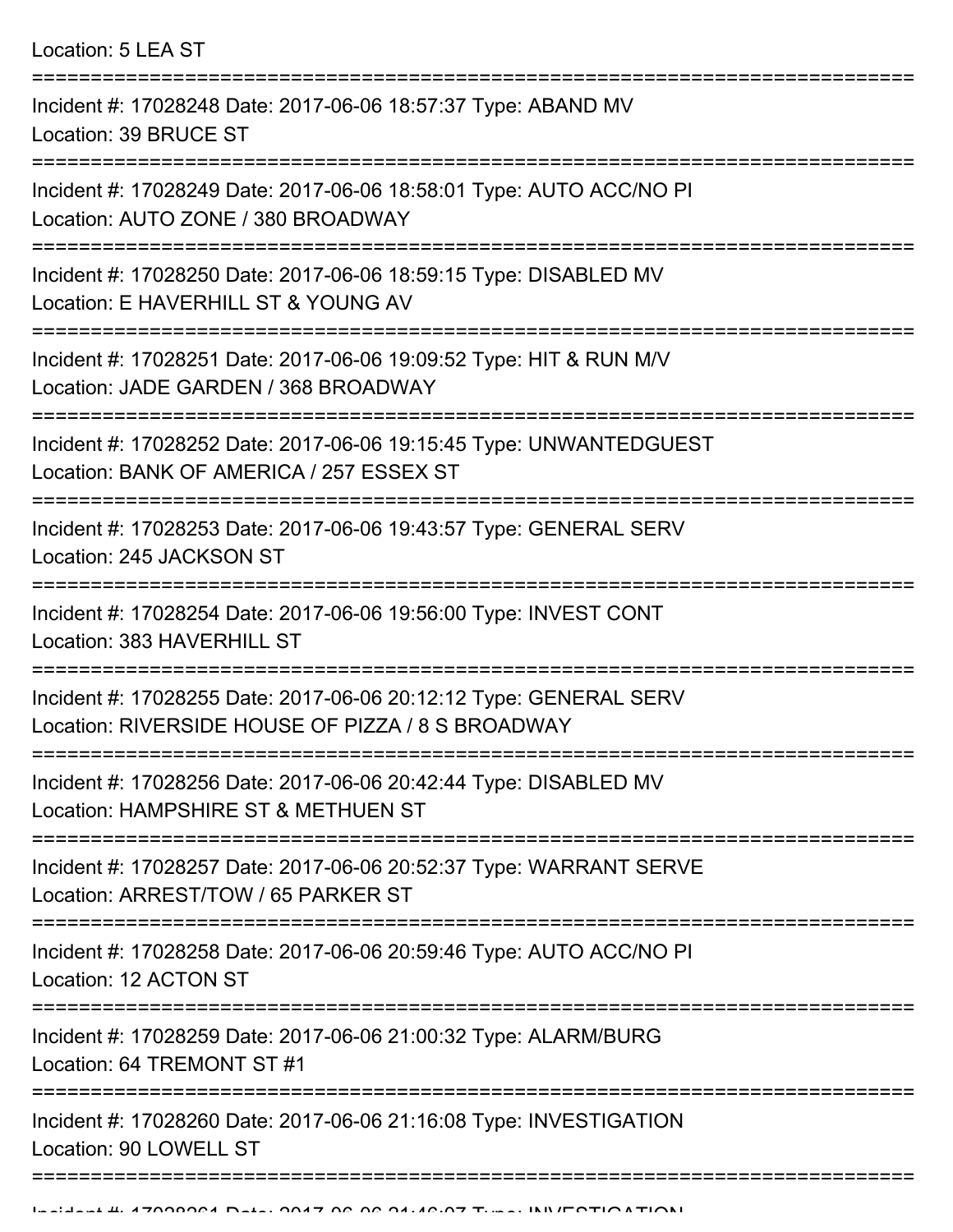Location: 5 LEA ST

===========================================================================

Incident #: 17028248 Date: 2017-06-06 18:57:37 Type: ABAND MV
Location: 39 BRUCE ST

===========================================================================

Incident #: 17028249 Date: 2017-06-06 18:58:01 Type: AUTO ACC/NO PI
Location: AUTO ZONE / 380 BROADWAY

===========================================================================

Incident #: 17028250 Date: 2017-06-06 18:59:15 Type: DISABLED MV
Location: E HAVERHILL ST & YOUNG AV

===========================================================================

Incident #: 17028251 Date: 2017-06-06 19:09:52 Type: HIT & RUN M/V
Location: JADE GARDEN / 368 BROADWAY

===========================================================================

Incident #: 17028252 Date: 2017-06-06 19:15:45 Type: UNWANTEDGUEST
Location: BANK OF AMERICA / 257 ESSEX ST

===========================================================================

Incident #: 17028253 Date: 2017-06-06 19:43:57 Type: GENERAL SERV
Location: 245 JACKSON ST

===========================================================================

Incident #: 17028254 Date: 2017-06-06 19:56:00 Type: INVEST CONT
Location: 383 HAVERHILL ST

===========================================================================

Incident #: 17028255 Date: 2017-06-06 20:12:12 Type: GENERAL SERV
Location: RIVERSIDE HOUSE OF PIZZA / 8 S BROADWAY

===========================================================================

Incident #: 17028256 Date: 2017-06-06 20:42:44 Type: DISABLED MV
Location: HAMPSHIRE ST & METHUEN ST

===========================================================================

Incident #: 17028257 Date: 2017-06-06 20:52:37 Type: WARRANT SERVE
Location: ARREST/TOW / 65 PARKER ST

===========================================================================

Incident #: 17028258 Date: 2017-06-06 20:59:46 Type: AUTO ACC/NO PI
Location: 12 ACTON ST

===========================================================================

Incident #: 17028259 Date: 2017-06-06 21:00:32 Type: ALARM/BURG
Location: 64 TREMONT ST #1

===========================================================================

Incident #: 17028260 Date: 2017-06-06 21:16:08 Type: INVESTIGATION
Location: 90 LOWELL ST

===========================================================================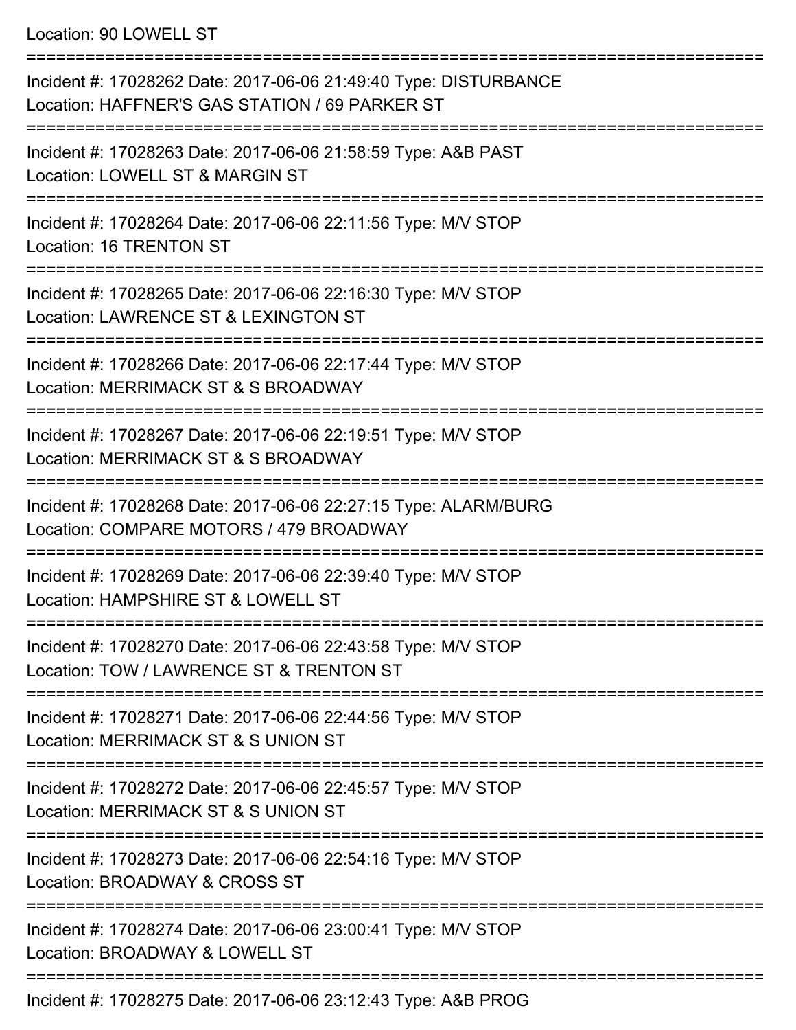Location: 90 LOWELL ST

===========================================================================

Incident #: 17028262 Date: 2017-06-06 21:49:40 Type: DISTURBANCE
Location: HAFFNER'S GAS STATION / 69 PARKER ST

===========================================================================

Incident #: 17028263 Date: 2017-06-06 21:58:59 Type: A&B PAST
Location: LOWELL ST & MARGIN ST

===========================================================================

Incident #: 17028264 Date: 2017-06-06 22:11:56 Type: M/V STOP
Location: 16 TRENTON ST

===========================================================================

Incident #: 17028265 Date: 2017-06-06 22:16:30 Type: M/V STOP
Location: LAWRENCE ST & LEXINGTON ST

===========================================================================

Incident #: 17028266 Date: 2017-06-06 22:17:44 Type: M/V STOP
Location: MERRIMACK ST & S BROADWAY

===========================================================================

Incident #: 17028267 Date: 2017-06-06 22:19:51 Type: M/V STOP
Location: MERRIMACK ST & S BROADWAY

===========================================================================

Incident #: 17028268 Date: 2017-06-06 22:27:15 Type: ALARM/BURG
Location: COMPARE MOTORS / 479 BROADWAY

===========================================================================

Incident #: 17028269 Date: 2017-06-06 22:39:40 Type: M/V STOP
Location: HAMPSHIRE ST & LOWELL ST

===========================================================================

Incident #: 17028270 Date: 2017-06-06 22:43:58 Type: M/V STOP
Location: TOW / LAWRENCE ST & TRENTON ST

===========================================================================

Incident #: 17028271 Date: 2017-06-06 22:44:56 Type: M/V STOP
Location: MERRIMACK ST & S UNION ST

===========================================================================

Incident #: 17028272 Date: 2017-06-06 22:45:57 Type: M/V STOP
Location: MERRIMACK ST & S UNION ST

===========================================================================

Incident #: 17028273 Date: 2017-06-06 22:54:16 Type: M/V STOP
Location: BROADWAY & CROSS ST

===========================================================================

Incident #: 17028274 Date: 2017-06-06 23:00:41 Type: M/V STOP
Location: BROADWAY & LOWELL ST

===========================================================================

Incident #: 17028275 Date: 2017-06-06 23:12:43 Type: A&B PROG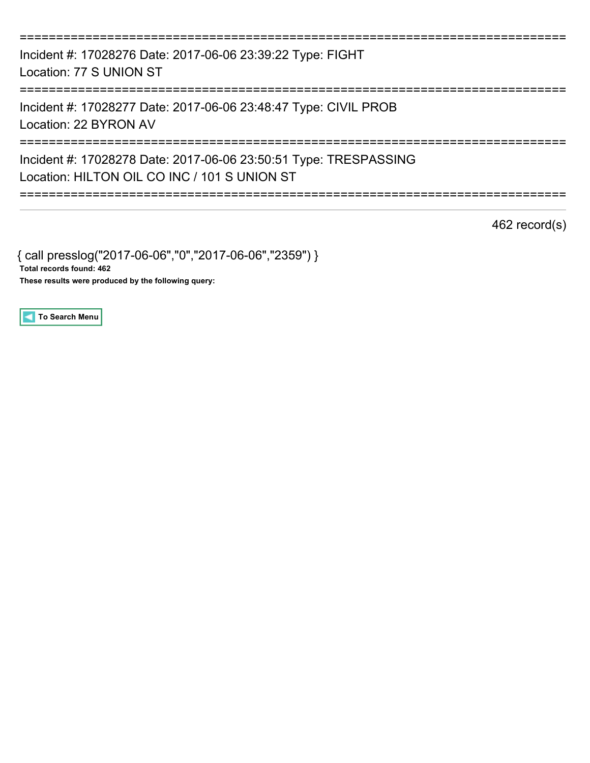===========================================================================

Incident #: 17028276 Date: 2017-06-06 23:39:22 Type: FIGHT
Location: 77 S UNION ST

===========================================================================

Incident #: 17028277 Date: 2017-06-06 23:48:47 Type: CIVIL PROB
Location: 22 BYRON AV

===========================================================================

Incident #: 17028278 Date: 2017-06-06 23:50:51 Type: TRESPASSING
Location: HILTON OIL CO INC / 101 S UNION ST

===========================================================================

---

462 record(s)

{ call presslog("2017-06-06","0","2017-06-06","2359") }

**Total records found: 462**

**These results were produced by the following query:**

**To Search Menu**